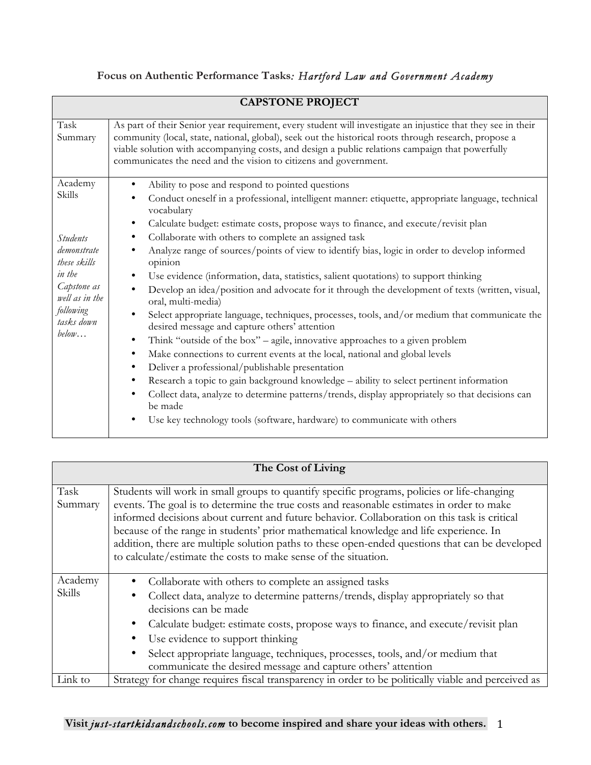**Focus on Authentic Performance Tasks***: Hartford Law and Government Academy*

| CAPSTONE PROJECT | |
|---|---|
| Task Summary | As part of their Senior year requirement, every student will investigate an injustice that they see in their community (local, state, national, global), seek out the historical roots through research, propose a viable solution with accompanying costs, and design a public relations campaign that powerfully communicates the need and the vision to citizens and government. |
| Academy Skills<br><br>*Students demonstrate these skills in the Capstone as well as in the following tasks down below…* | • Ability to pose and respond to pointed questions<br>• Conduct oneself in a professional, intelligent manner: etiquette, appropriate language, technical vocabulary<br>• Calculate budget: estimate costs, propose ways to finance, and execute/revisit plan<br>• Collaborate with others to complete an assigned task<br>• Analyze range of sources/points of view to identify bias, logic in order to develop informed opinion<br>• Use evidence (information, data, statistics, salient quotations) to support thinking<br>• Develop an idea/position and advocate for it through the development of texts (written, visual, oral, multi-media)<br>• Select appropriate language, techniques, processes, tools, and/or medium that communicate the desired message and capture others' attention<br>• Think "outside of the box" – agile, innovative approaches to a given problem<br>• Make connections to current events at the local, national and global levels<br>• Deliver a professional/publishable presentation<br>• Research a topic to gain background knowledge – ability to select pertinent information<br>• Collect data, analyze to determine patterns/trends, display appropriately so that decisions can be made<br>• Use key technology tools (software, hardware) to communicate with others |

| The Cost of Living | |
|---|---|
| Task Summary | Students will work in small groups to quantify specific programs, policies or life-changing events. The goal is to determine the true costs and reasonable estimates in order to make informed decisions about current and future behavior. Collaboration on this task is critical because of the range in students' prior mathematical knowledge and life experience. In addition, there are multiple solution paths to these open-ended questions that can be developed to calculate/estimate the costs to make sense of the situation. |
| Academy Skills | • Collaborate with others to complete an assigned tasks<br>• Collect data, analyze to determine patterns/trends, display appropriately so that decisions can be made<br>• Calculate budget: estimate costs, propose ways to finance, and execute/revisit plan<br>• Use evidence to support thinking<br>• Select appropriate language, techniques, processes, tools, and/or medium that communicate the desired message and capture others' attention |
| Link to | Strategy for change requires fiscal transparency in order to be politically viable and perceived as |

**Visit** ***just-startkidsandschools.com*** **to become inspired and share your ideas with others.**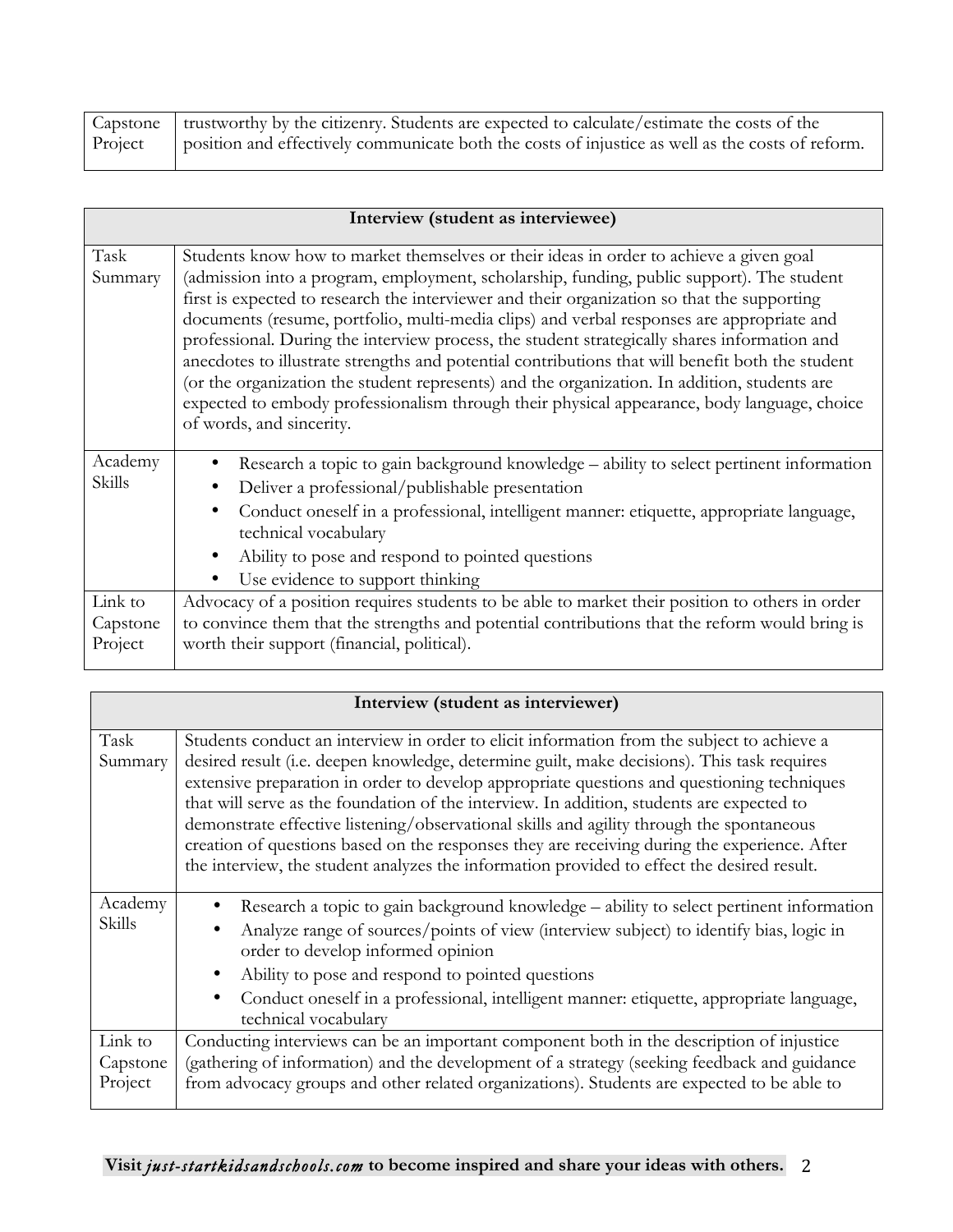| | |
|---|---|
| Capstone Project | trustworthy by the citizenry. Students are expected to calculate/estimate the costs of the position and effectively communicate both the costs of injustice as well as the costs of reform. |

| Interview (student as interviewee) | |
|---|---|
| Task Summary | Students know how to market themselves or their ideas in order to achieve a given goal (admission into a program, employment, scholarship, funding, public support). The student first is expected to research the interviewer and their organization so that the supporting documents (resume, portfolio, multi-media clips) and verbal responses are appropriate and professional. During the interview process, the student strategically shares information and anecdotes to illustrate strengths and potential contributions that will benefit both the student (or the organization the student represents) and the organization. In addition, students are expected to embody professionalism through their physical appearance, body language, choice of words, and sincerity. |
| Academy Skills | • Research a topic to gain background knowledge – ability to select pertinent information<br>• Deliver a professional/publishable presentation<br>• Conduct oneself in a professional, intelligent manner: etiquette, appropriate language, technical vocabulary<br>• Ability to pose and respond to pointed questions<br>• Use evidence to support thinking |
| Link to Capstone Project | Advocacy of a position requires students to be able to market their position to others in order to convince them that the strengths and potential contributions that the reform would bring is worth their support (financial, political). |

| Interview (student as interviewer) | |
|---|---|
| Task Summary | Students conduct an interview in order to elicit information from the subject to achieve a desired result (i.e. deepen knowledge, determine guilt, make decisions). This task requires extensive preparation in order to develop appropriate questions and questioning techniques that will serve as the foundation of the interview. In addition, students are expected to demonstrate effective listening/observational skills and agility through the spontaneous creation of questions based on the responses they are receiving during the experience. After the interview, the student analyzes the information provided to effect the desired result. |
| Academy Skills | • Research a topic to gain background knowledge – ability to select pertinent information<br>• Analyze range of sources/points of view (interview subject) to identify bias, logic in order to develop informed opinion<br>• Ability to pose and respond to pointed questions<br>• Conduct oneself in a professional, intelligent manner: etiquette, appropriate language, technical vocabulary |
| Link to Capstone Project | Conducting interviews can be an important component both in the description of injustice (gathering of information) and the development of a strategy (seeking feedback and guidance from advocacy groups and other related organizations). Students are expected to be able to |

**Visit *just-startkidsandschools.com* to become inspired and share your ideas with others.**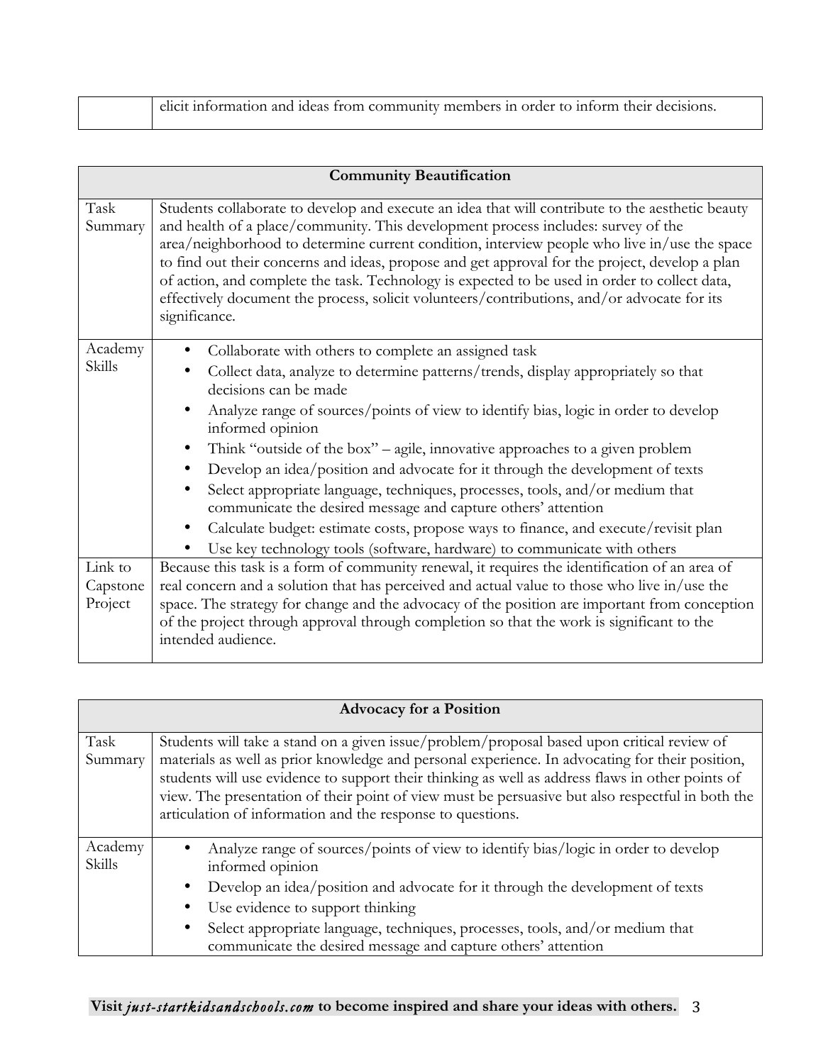| | |
|---|---|
| | elicit information and ideas from community members in order to inform their decisions. |

| **Community Beautification** | |
|---|---|
| Task Summary | Students collaborate to develop and execute an idea that will contribute to the aesthetic beauty and health of a place/community. This development process includes: survey of the area/neighborhood to determine current condition, interview people who live in/use the space to find out their concerns and ideas, propose and get approval for the project, develop a plan of action, and complete the task. Technology is expected to be used in order to collect data, effectively document the process, solicit volunteers/contributions, and/or advocate for its significance. |
| Academy Skills | • Collaborate with others to complete an assigned task<br>• Collect data, analyze to determine patterns/trends, display appropriately so that decisions can be made<br>• Analyze range of sources/points of view to identify bias, logic in order to develop informed opinion<br>• Think "outside of the box" – agile, innovative approaches to a given problem<br>• Develop an idea/position and advocate for it through the development of texts<br>• Select appropriate language, techniques, processes, tools, and/or medium that communicate the desired message and capture others' attention<br>• Calculate budget: estimate costs, propose ways to finance, and execute/revisit plan<br>• Use key technology tools (software, hardware) to communicate with others |
| Link to Capstone Project | Because this task is a form of community renewal, it requires the identification of an area of real concern and a solution that has perceived and actual value to those who live in/use the space. The strategy for change and the advocacy of the position are important from conception of the project through approval through completion so that the work is significant to the intended audience. |

| **Advocacy for a Position** | |
|---|---|
| Task Summary | Students will take a stand on a given issue/problem/proposal based upon critical review of materials as well as prior knowledge and personal experience. In advocating for their position, students will use evidence to support their thinking as well as address flaws in other points of view. The presentation of their point of view must be persuasive but also respectful in both the articulation of information and the response to questions. |
| Academy Skills | • Analyze range of sources/points of view to identify bias/logic in order to develop informed opinion<br>• Develop an idea/position and advocate for it through the development of texts<br>• Use evidence to support thinking<br>• Select appropriate language, techniques, processes, tools, and/or medium that communicate the desired message and capture others' attention |

**Visit *just-startkidsandschools.com* to become inspired and share your ideas with others.**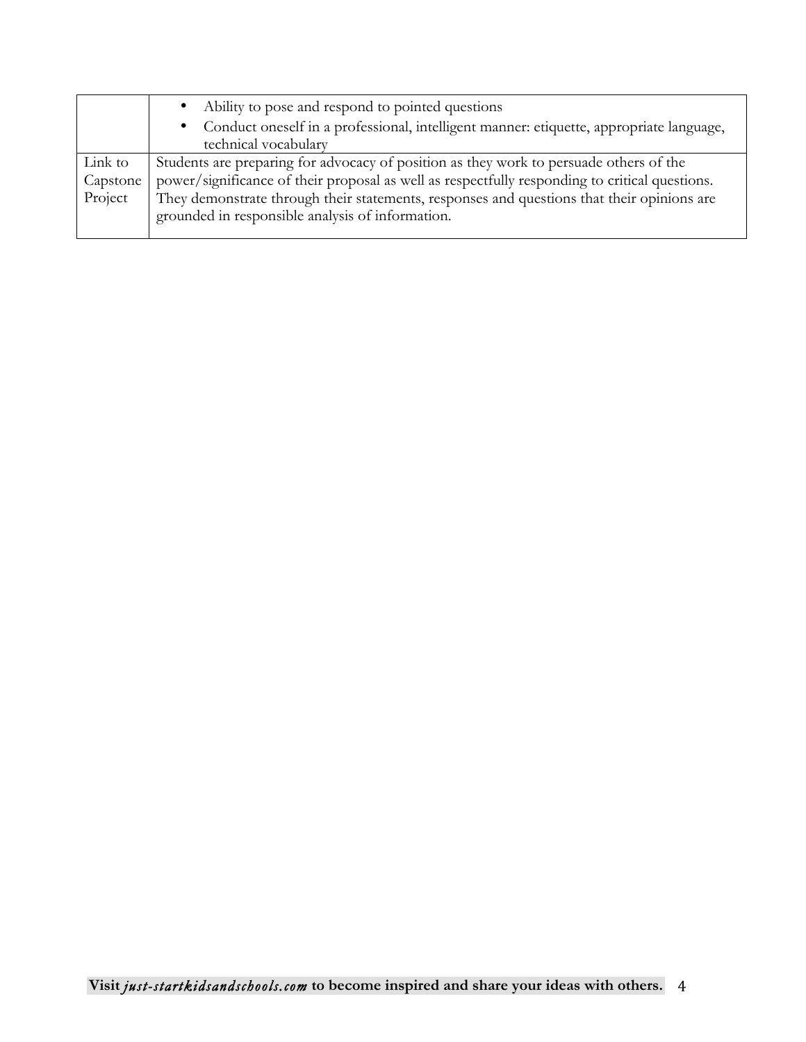| | |
|---|---|
| | • Ability to pose and respond to pointed questions<br>• Conduct oneself in a professional, intelligent manner: etiquette, appropriate language, technical vocabulary |
| Link to Capstone Project | Students are preparing for advocacy of position as they work to persuade others of the power/significance of their proposal as well as respectfully responding to critical questions. They demonstrate through their statements, responses and questions that their opinions are grounded in responsible analysis of information. |